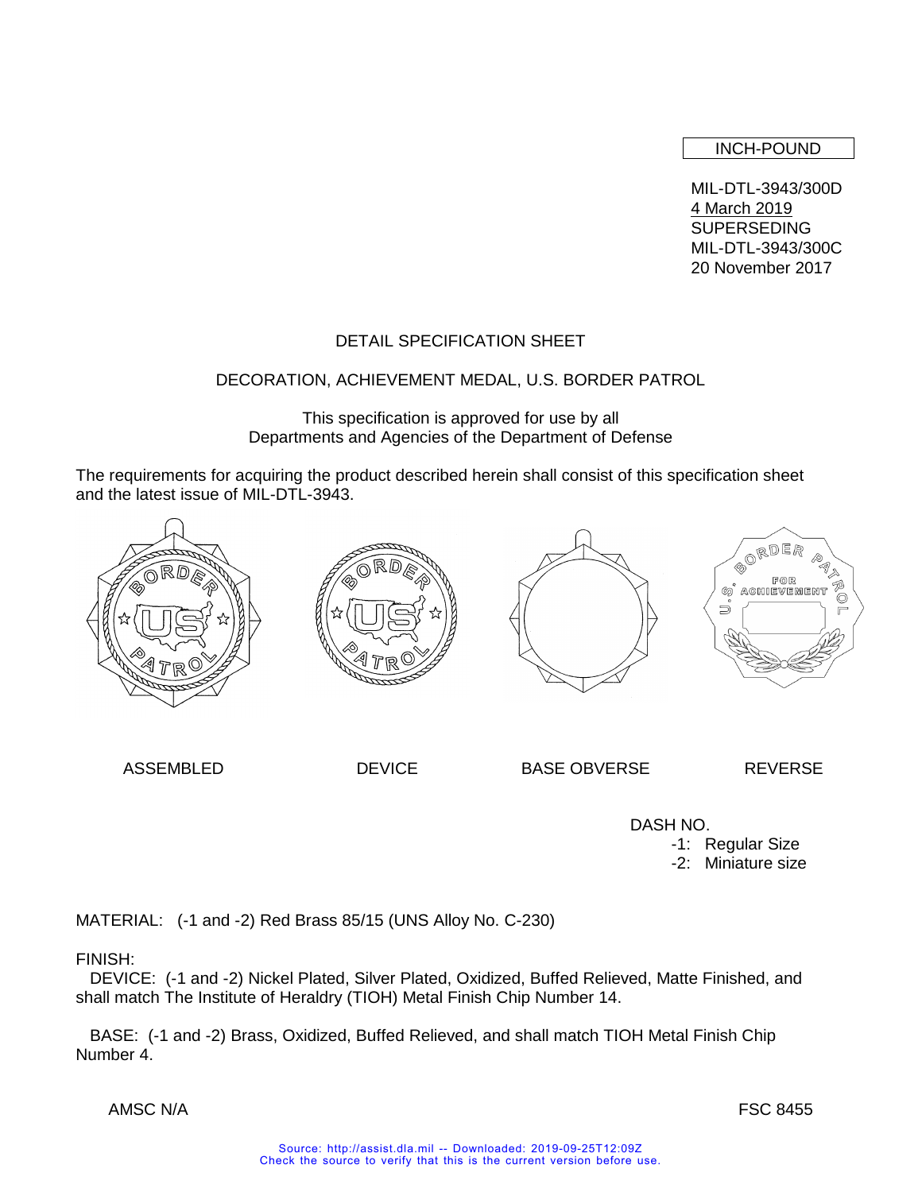INCH-POUND

MIL-DTL-3943/300D
4 March 2019
SUPERSEDING
MIL-DTL-3943/300C
20 November 2017

# DETAIL SPECIFICATION SHEET

## DECORATION, ACHIEVEMENT MEDAL, U.S. BORDER PATROL

This specification is approved for use by all Departments and Agencies of the Department of Defense

The requirements for acquiring the product described herein shall consist of this specification sheet and the latest issue of MIL-DTL-3943.

ASSEMBLED  DEVICE  BASE OBVERSE  REVERSE

DASH NO.
- -1: Regular Size
- -2: Miniature size

MATERIAL: (-1 and -2) Red Brass 85/15 (UNS Alloy No. C-230)

FINISH:

DEVICE: (-1 and -2) Nickel Plated, Silver Plated, Oxidized, Buffed Relieved, Matte Finished, and shall match The Institute of Heraldry (TIOH) Metal Finish Chip Number 14.

BASE: (-1 and -2) Brass, Oxidized, Buffed Relieved, and shall match TIOH Metal Finish Chip Number 4.

AMSC N/A FSC 8455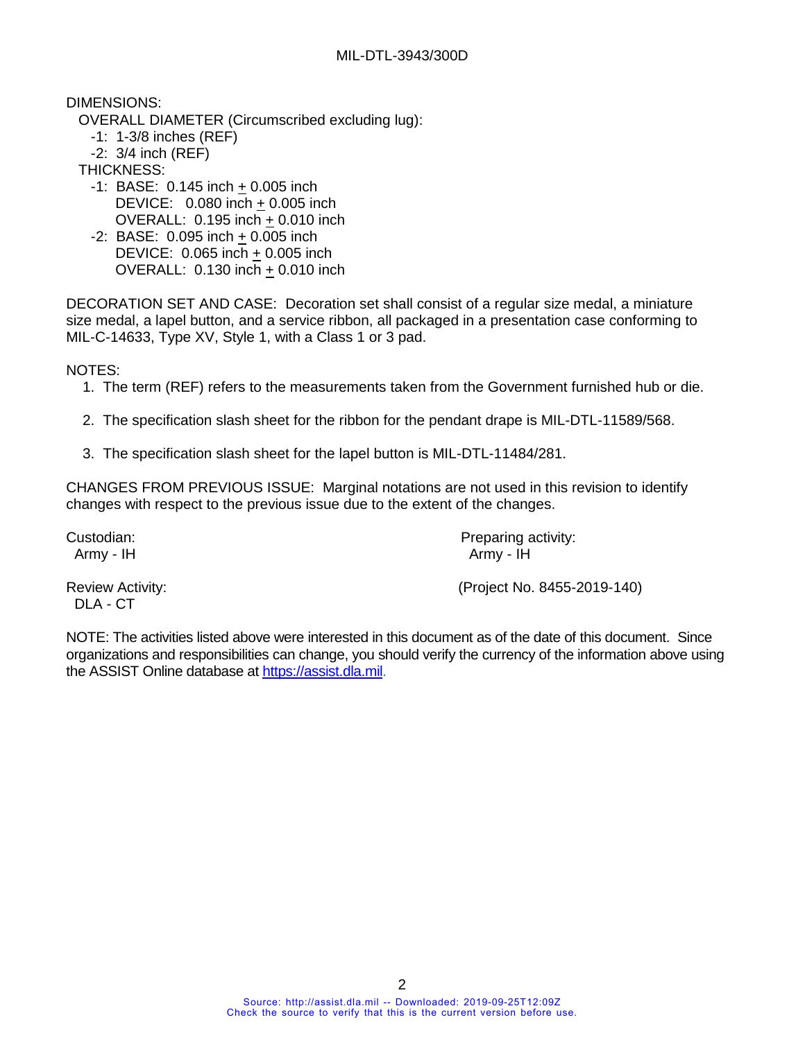DIMENSIONS:

OVERALL DIAMETER (Circumscribed excluding lug):

-1: 1-3/8 inches (REF)
-2: 3/4 inch (REF)

THICKNESS:

-1: BASE: 0.145 inch ± 0.005 inch
DEVICE: 0.080 inch ± 0.005 inch
OVERALL: 0.195 inch ± 0.010 inch

-2: BASE: 0.095 inch ± 0.005 inch
DEVICE: 0.065 inch ± 0.005 inch
OVERALL: 0.130 inch ± 0.010 inch

DECORATION SET AND CASE: Decoration set shall consist of a regular size medal, a miniature size medal, a lapel button, and a service ribbon, all packaged in a presentation case conforming to MIL-C-14633, Type XV, Style 1, with a Class 1 or 3 pad.

NOTES:

1. The term (REF) refers to the measurements taken from the Government furnished hub or die.
2. The specification slash sheet for the ribbon for the pendant drape is MIL-DTL-11589/568.
3. The specification slash sheet for the lapel button is MIL-DTL-11484/281.

CHANGES FROM PREVIOUS ISSUE: Marginal notations are not used in this revision to identify changes with respect to the previous issue due to the extent of the changes.

Custodian:
Army - IH

Review Activity:
DLA - CT

Preparing activity:
Army - IH

(Project No. 8455-2019-140)

NOTE: The activities listed above were interested in this document as of the date of this document. Since organizations and responsibilities can change, you should verify the currency of the information above using the ASSIST Online database at https://assist.dla.mil.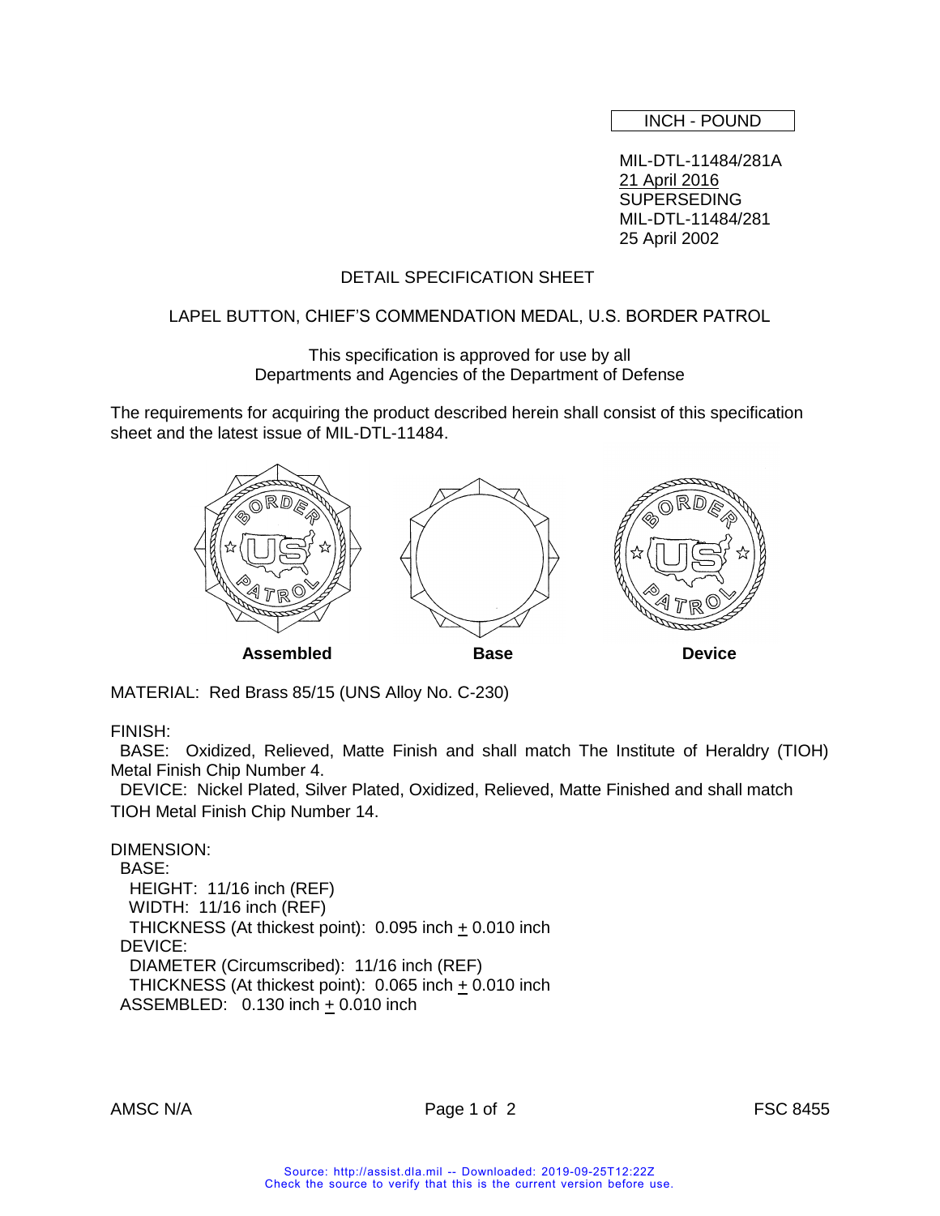INCH - POUND

MIL-DTL-11484/281A
21 April 2016
SUPERSEDING
MIL-DTL-11484/281
25 April 2002

# DETAIL SPECIFICATION SHEET

## LAPEL BUTTON, CHIEF'S COMMENDATION MEDAL, U.S. BORDER PATROL

This specification is approved for use by all Departments and Agencies of the Department of Defense

The requirements for acquiring the product described herein shall consist of this specification sheet and the latest issue of MIL-DTL-11484.

**Assembled** **Base** **Device**

MATERIAL: Red Brass 85/15 (UNS Alloy No. C-230)

FINISH:
BASE: Oxidized, Relieved, Matte Finish and shall match The Institute of Heraldry (TIOH) Metal Finish Chip Number 4.
DEVICE: Nickel Plated, Silver Plated, Oxidized, Relieved, Matte Finished and shall match TIOH Metal Finish Chip Number 14.

DIMENSION:
BASE:
HEIGHT: 11/16 inch (REF)
WIDTH: 11/16 inch (REF)
THICKNESS (At thickest point): 0.095 inch ± 0.010 inch
DEVICE:
DIAMETER (Circumscribed): 11/16 inch (REF)
THICKNESS (At thickest point): 0.065 inch ± 0.010 inch
ASSEMBLED: 0.130 inch ± 0.010 inch

AMSC N/A FSC 8455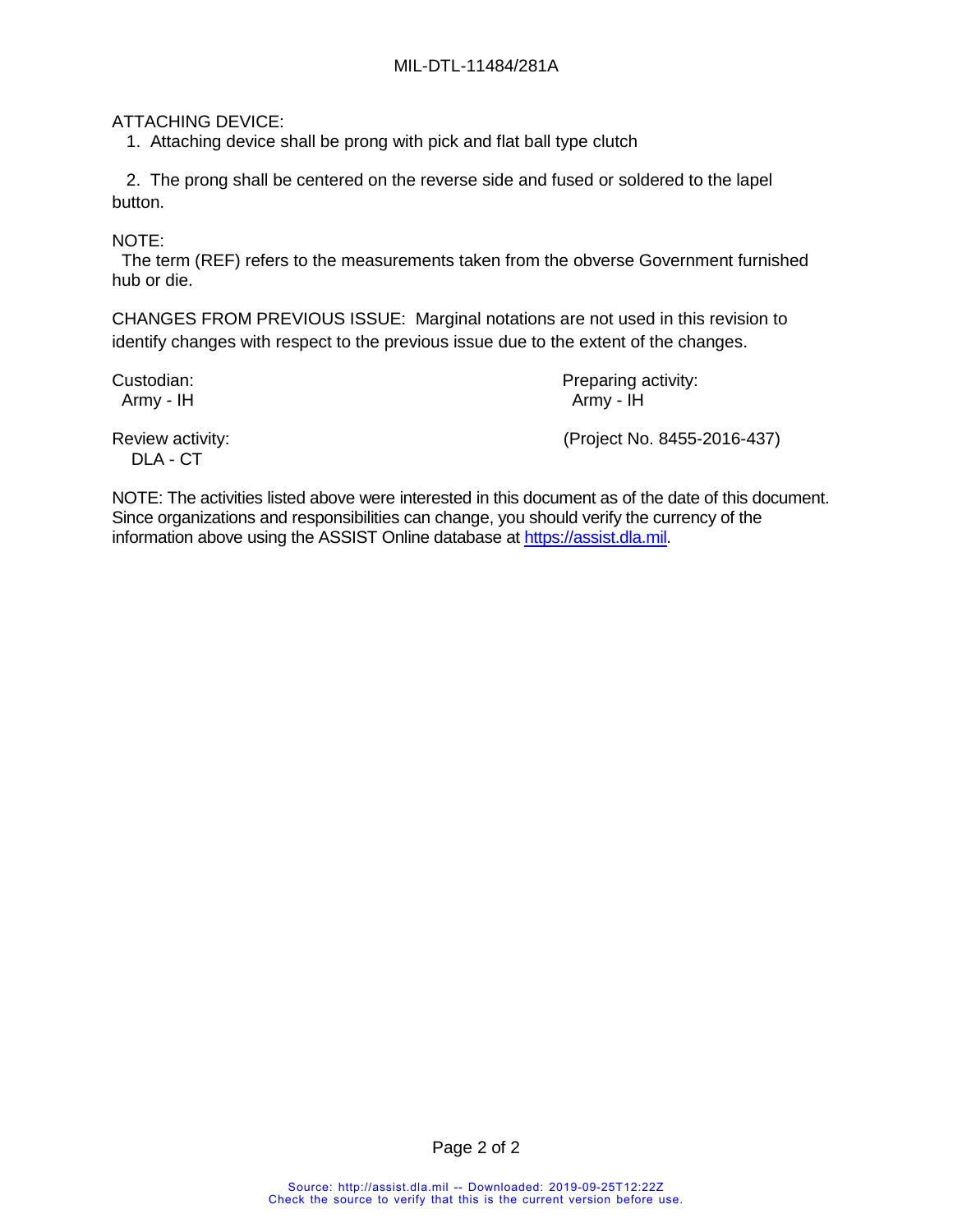ATTACHING DEVICE:

1. Attaching device shall be prong with pick and flat ball type clutch

2. The prong shall be centered on the reverse side and fused or soldered to the lapel button.

NOTE:

The term (REF) refers to the measurements taken from the obverse Government furnished hub or die.

CHANGES FROM PREVIOUS ISSUE: Marginal notations are not used in this revision to identify changes with respect to the previous issue due to the extent of the changes.

Custodian:
Army - IH

Review activity:
DLA - CT

Preparing activity:
Army - IH

(Project No. 8455-2016-437)

NOTE: The activities listed above were interested in this document as of the date of this document. Since organizations and responsibilities can change, you should verify the currency of the information above using the ASSIST Online database at https://assist.dla.mil.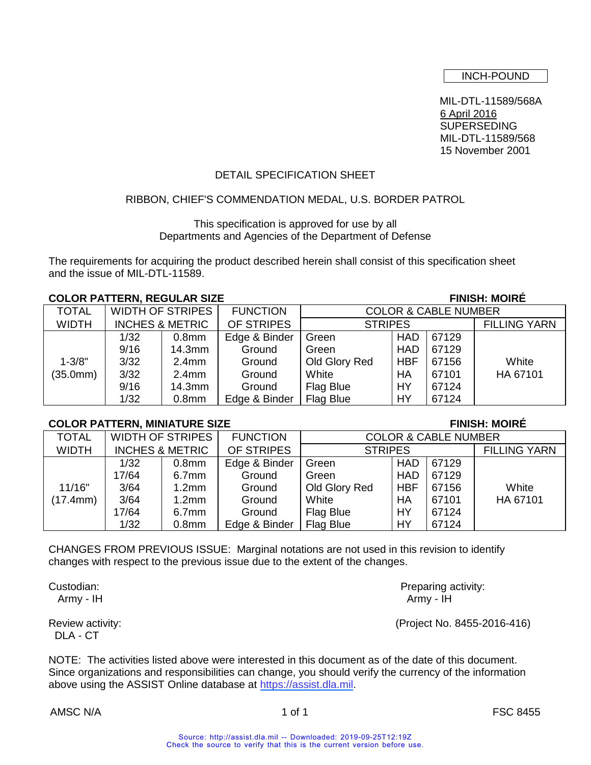INCH-POUND

MIL-DTL-11589/568A
6 April 2016
SUPERSEDING
MIL-DTL-11589/568
15 November 2001

DETAIL SPECIFICATION SHEET

RIBBON, CHIEF'S COMMENDATION MEDAL, U.S. BORDER PATROL

This specification is approved for use by all Departments and Agencies of the Department of Defense

The requirements for acquiring the product described herein shall consist of this specification sheet and the issue of MIL-DTL-11589.

**COLOR PATTERN, REGULAR SIZE** **FINISH: MOIRÉ**

| TOTAL WIDTH | WIDTH OF STRIPES INCHES & METRIC | | FUNCTION OF STRIPES | COLOR & CABLE NUMBER STRIPES | | | COLOR & CABLE NUMBER FILLING YARN |
|---|---|---|---|---|---|---|---|
| 1-3/8" (35.0mm) | 1/32 | 0.8mm | Edge & Binder | Green | HAD | 67129 | White HA 67101 |
| | 9/16 | 14.3mm | Ground | Green | HAD | 67129 | |
| | 3/32 | 2.4mm | Ground | Old Glory Red | HBF | 67156 | |
| | 3/32 | 2.4mm | Ground | White | HA | 67101 | |
| | 9/16 | 14.3mm | Ground | Flag Blue | HY | 67124 | |
| | 1/32 | 0.8mm | Edge & Binder | Flag Blue | HY | 67124 | |

**COLOR PATTERN, MINIATURE SIZE** **FINISH: MOIRÉ**

| TOTAL WIDTH | WIDTH OF STRIPES INCHES & METRIC | | FUNCTION OF STRIPES | COLOR & CABLE NUMBER STRIPES | | | COLOR & CABLE NUMBER FILLING YARN |
|---|---|---|---|---|---|---|---|
| 11/16" (17.4mm) | 1/32 | 0.8mm | Edge & Binder | Green | HAD | 67129 | White HA 67101 |
| | 17/64 | 6.7mm | Ground | Green | HAD | 67129 | |
| | 3/64 | 1.2mm | Ground | Old Glory Red | HBF | 67156 | |
| | 3/64 | 1.2mm | Ground | White | HA | 67101 | |
| | 17/64 | 6.7mm | Ground | Flag Blue | HY | 67124 | |
| | 1/32 | 0.8mm | Edge & Binder | Flag Blue | HY | 67124 | |

CHANGES FROM PREVIOUS ISSUE: Marginal notations are not used in this revision to identify changes with respect to the previous issue due to the extent of the changes.

Custodian:
Army - IH

Preparing activity:
Army - IH

Review activity:
DLA - CT

(Project No. 8455-2016-416)

NOTE: The activities listed above were interested in this document as of the date of this document. Since organizations and responsibilities can change, you should verify the currency of the information above using the ASSIST Online database at https://assist.dla.mil.

AMSC N/A

FSC 8455

Source: http://assist.dla.mil -- Downloaded: 2019-09-25T12:19Z
Check the source to verify that this is the current version before use.